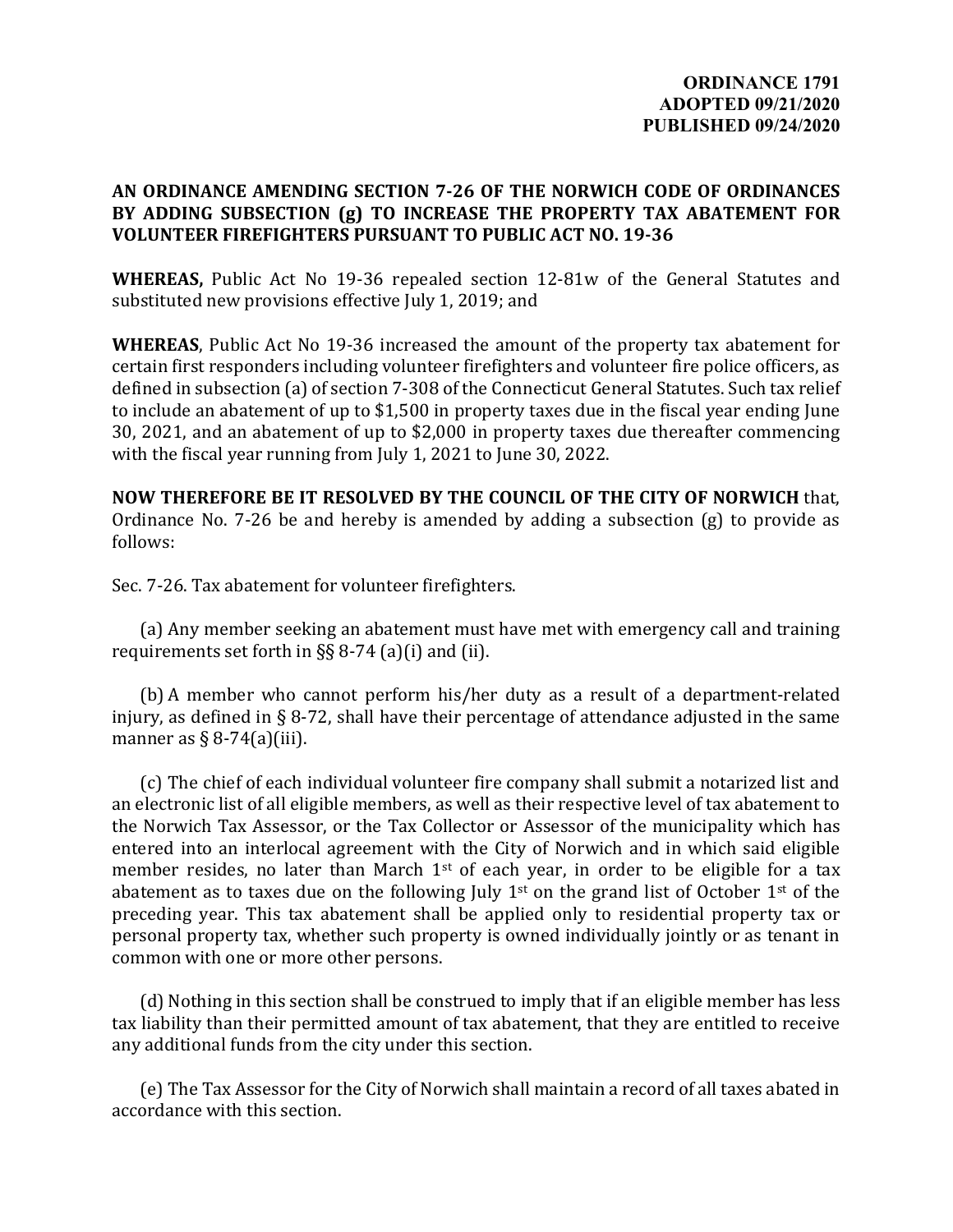**ORDINANCE 1791**
**ADOPTED 09/21/2020**
**PUBLISHED 09/24/2020**

**AN ORDINANCE AMENDING SECTION 7-26 OF THE NORWICH CODE OF ORDINANCES BY ADDING SUBSECTION (g) TO INCREASE THE PROPERTY TAX ABATEMENT FOR VOLUNTEER FIREFIGHTERS PURSUANT TO PUBLIC ACT NO. 19-36**

**WHEREAS,** Public Act No 19-36 repealed section 12-81w of the General Statutes and substituted new provisions effective July 1, 2019; and

**WHEREAS**, Public Act No 19-36 increased the amount of the property tax abatement for certain first responders including volunteer firefighters and volunteer fire police officers, as defined in subsection (a) of section 7-308 of the Connecticut General Statutes. Such tax relief to include an abatement of up to $1,500 in property taxes due in the fiscal year ending June 30, 2021, and an abatement of up to $2,000 in property taxes due thereafter commencing with the fiscal year running from July 1, 2021 to June 30, 2022.

**NOW THEREFORE BE IT RESOLVED BY THE COUNCIL OF THE CITY OF NORWICH** that, Ordinance No. 7-26 be and hereby is amended by adding a subsection (g) to provide as follows:

Sec. 7-26. Tax abatement for volunteer firefighters.

(a) Any member seeking an abatement must have met with emergency call and training requirements set forth in §§ 8-74 (a)(i) and (ii).

(b) A member who cannot perform his/her duty as a result of a department-related injury, as defined in § 8-72, shall have their percentage of attendance adjusted in the same manner as § 8-74(a)(iii).

(c) The chief of each individual volunteer fire company shall submit a notarized list and an electronic list of all eligible members, as well as their respective level of tax abatement to the Norwich Tax Assessor, or the Tax Collector or Assessor of the municipality which has entered into an interlocal agreement with the City of Norwich and in which said eligible member resides, no later than March 1st of each year, in order to be eligible for a tax abatement as to taxes due on the following July 1st on the grand list of October 1st of the preceding year. This tax abatement shall be applied only to residential property tax or personal property tax, whether such property is owned individually jointly or as tenant in common with one or more other persons.

(d) Nothing in this section shall be construed to imply that if an eligible member has less tax liability than their permitted amount of tax abatement, that they are entitled to receive any additional funds from the city under this section.

(e) The Tax Assessor for the City of Norwich shall maintain a record of all taxes abated in accordance with this section.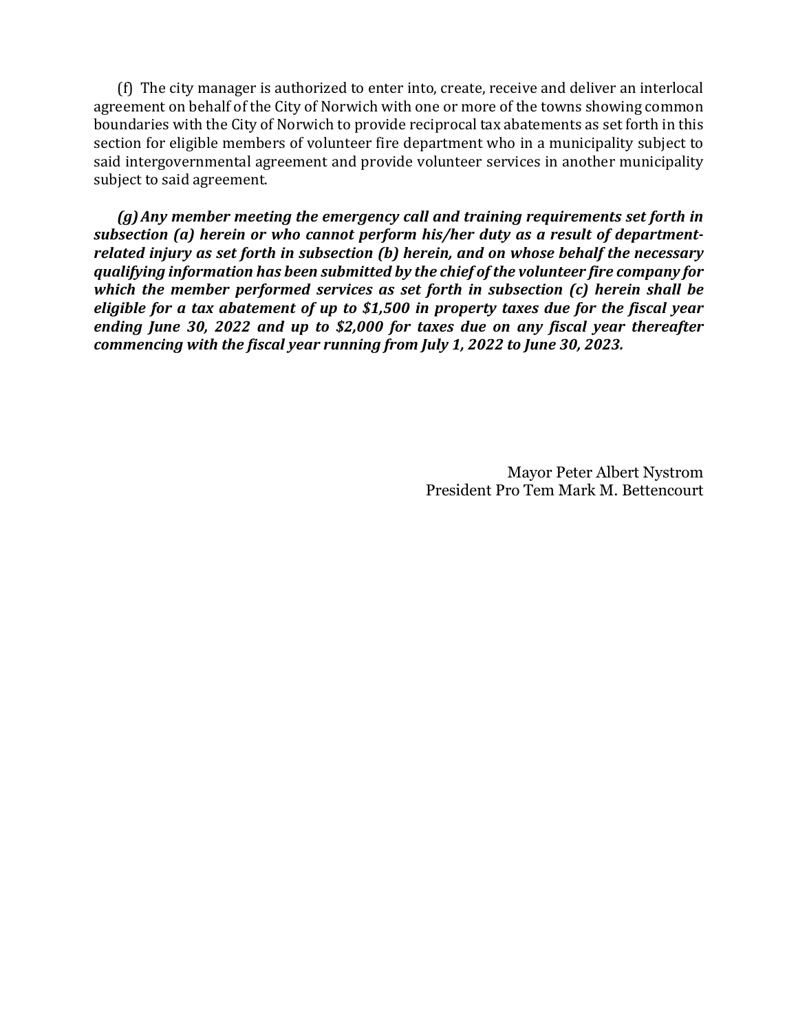(f) The city manager is authorized to enter into, create, receive and deliver an interlocal agreement on behalf of the City of Norwich with one or more of the towns showing common boundaries with the City of Norwich to provide reciprocal tax abatements as set forth in this section for eligible members of volunteer fire department who in a municipality subject to said intergovernmental agreement and provide volunteer services in another municipality subject to said agreement.

***(g) Any member meeting the emergency call and training requirements set forth in subsection (a) herein or who cannot perform his/her duty as a result of department-related injury as set forth in subsection (b) herein, and on whose behalf the necessary qualifying information has been submitted by the chief of the volunteer fire company for which the member performed services as set forth in subsection (c) herein shall be eligible for a tax abatement of up to $1,500 in property taxes due for the fiscal year ending June 30, 2022 and up to $2,000 for taxes due on any fiscal year thereafter commencing with the fiscal year running from July 1, 2022 to June 30, 2023.***

Mayor Peter Albert Nystrom
President Pro Tem Mark M. Bettencourt